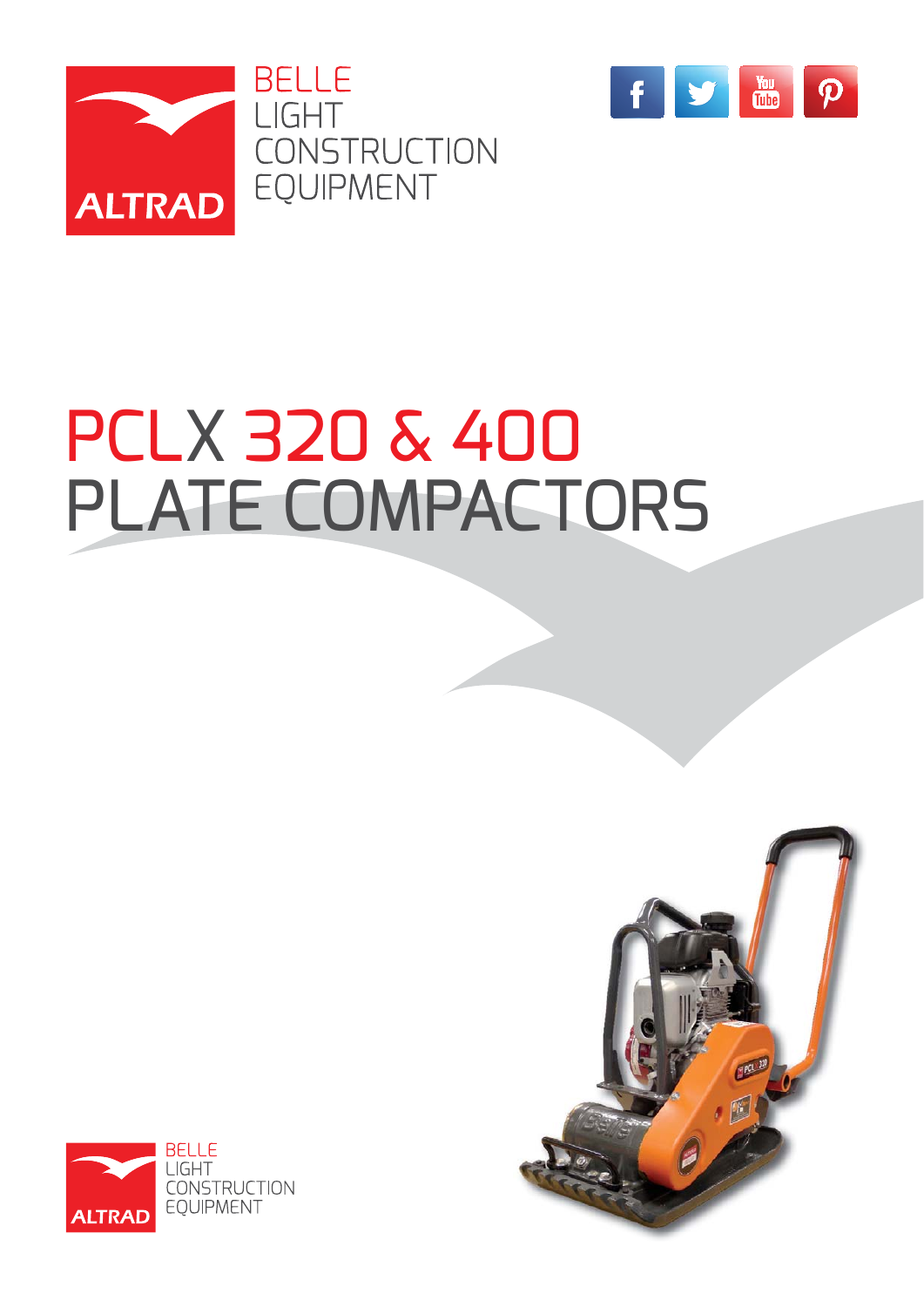BELLE
LIGHT
CONSTRUCTION
EQUIPMENT

# PCLX 320 & 400 PLATE COMPACTORS

BELLE
LIGHT
CONSTRUCTION
EQUIPMENT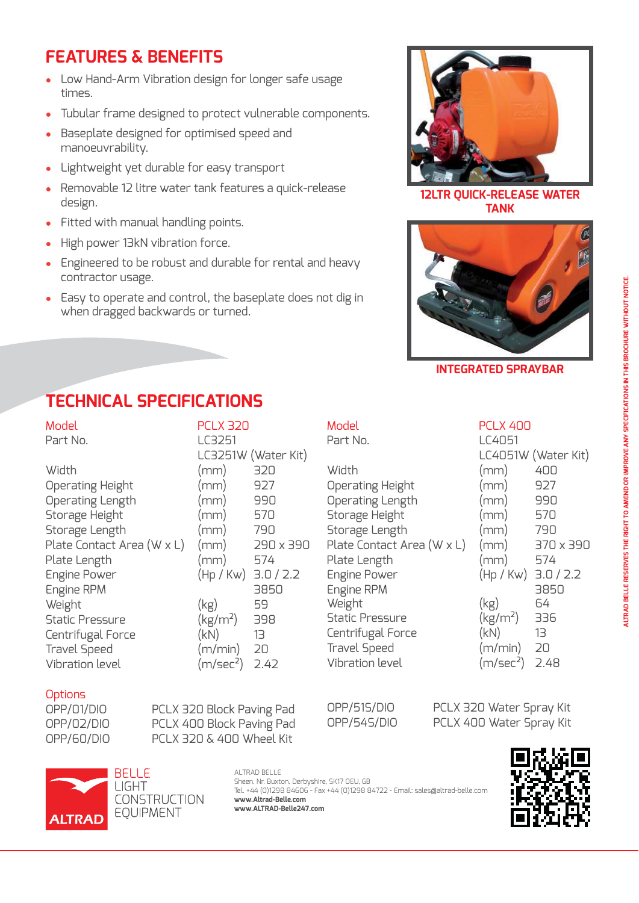## FEATURES & BENEFITS

- Low Hand-Arm Vibration design for longer safe usage times.
- Tubular frame designed to protect vulnerable components.
- Baseplate designed for optimised speed and manoeuvrability.
- Lightweight yet durable for easy transport
- Removable 12 litre water tank features a quick-release design.
- Fitted with manual handling points.
- High power 13kN vibration force.
- Engineered to be robust and durable for rental and heavy contractor usage.
- Easy to operate and control, the baseplate does not dig in when dragged backwards or turned.

12LTR QUICK-RELEASE WATER TANK

INTEGRATED SPRAYBAR

## TECHNICAL SPECIFICATIONS

| Model | PCLX 320 | |
|---|---|---|
| Part No. | LC3251 | |
| | LC3251W (Water Kit) | |
| Width | (mm) | 320 |
| Operating Height | (mm) | 927 |
| Operating Length | (mm) | 990 |
| Storage Height | (mm) | 570 |
| Storage Length | (mm) | 790 |
| Plate Contact Area (W x L) | (mm) | 290 x 390 |
| Plate Length | (mm) | 574 |
| Engine Power | (Hp / Kw) | 3.0 / 2.2 |
| Engine RPM | | 3850 |
| Weight | (kg) | 59 |
| Static Pressure | (kg/m$^2$) | 398 |
| Centrifugal Force | (kN) | 13 |
| Travel Speed | (m/min) | 20 |
| Vibration level | (m/sec$^2$) | 2.42 |

| Model | PCLX 400 | |
|---|---|---|
| Part No. | LC4051 | |
| | LC4051W (Water Kit) | |
| Width | (mm) | 400 |
| Operating Height | (mm) | 927 |
| Operating Length | (mm) | 990 |
| Storage Height | (mm) | 570 |
| Storage Length | (mm) | 790 |
| Plate Contact Area (W x L) | (mm) | 370 x 390 |
| Plate Length | (mm) | 574 |
| Engine Power | (Hp / Kw) | 3.0 / 2.2 |
| Engine RPM | | 3850 |
| Weight | (kg) | 64 |
| Static Pressure | (kg/m$^2$) | 336 |
| Centrifugal Force | (kN) | 13 |
| Travel Speed | (m/min) | 20 |
| Vibration level | (m/sec$^2$) | 2.48 |

### Options

| | |
|---|---|
| OPP/01/DIO | PCLX 320 Block Paving Pad |
| OPP/02/DIO | PCLX 400 Block Paving Pad |
| OPP/60/DIO | PCLX 320 & 400 Wheel Kit |
| OPP/51S/DIO | PCLX 320 Water Spray Kit |
| OPP/54S/DIO | PCLX 400 Water Spray Kit |

ALTRAD
BELLE LIGHT CONSTRUCTION EQUIPMENT

ALTRAD BELLE
Sheen, Nr. Buxton, Derbyshire, SK17 0EU, GB
Tel. +44 (0)1298 84606 - Fax +44 (0)1298 84722 - Email: sales@altrad-belle.com
**www.Altrad-Belle.com**
**www.ALTRAD-Belle247.com**

ALTRAD BELLE RESERVES THE RIGHT TO AMEND OR IMPROVE ANY SPECIFICATIONS IN THIS BROCHURE WITHOUT NOTICE.